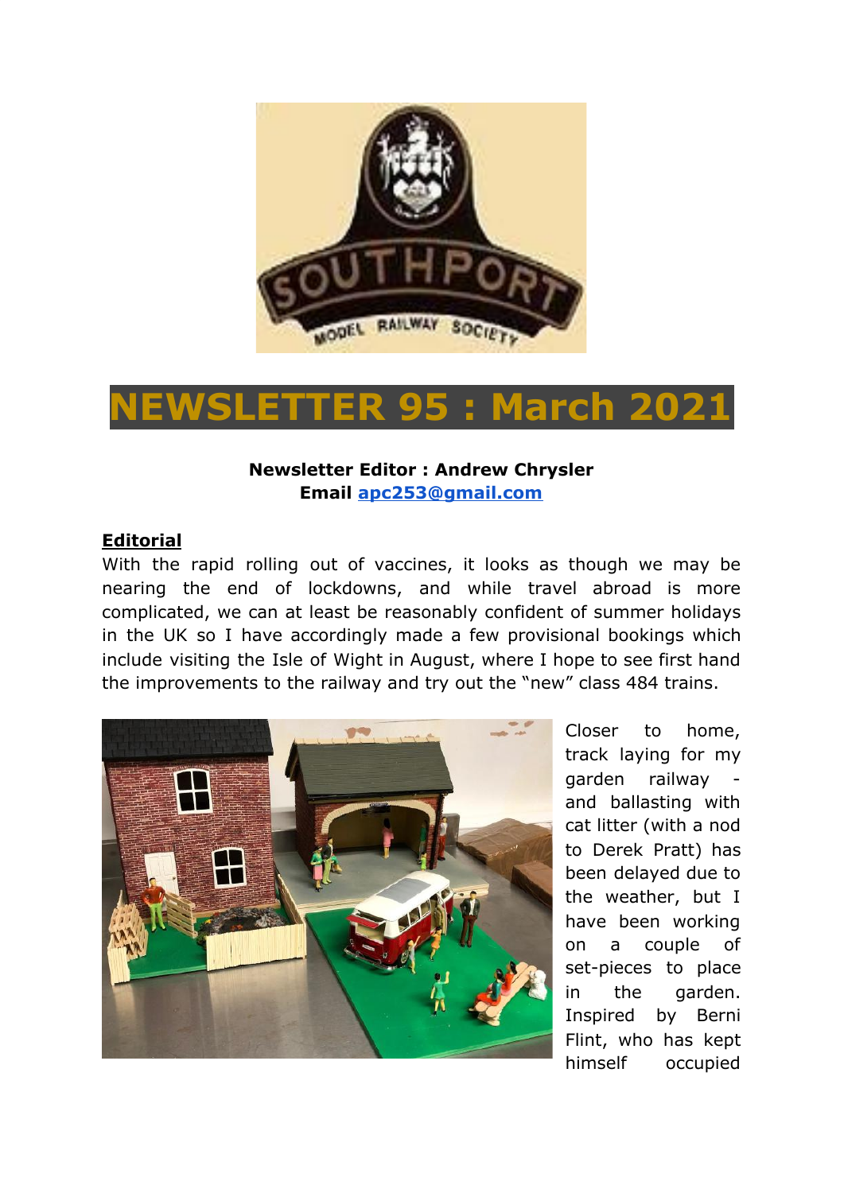# NEWSLETTER 95 : March 2021

**Newsletter Editor : Andrew Chrysler**
**Email apc253@gmail.com**

**Editorial**

With the rapid rolling out of vaccines, it looks as though we may be nearing the end of lockdowns, and while travel abroad is more complicated, we can at least be reasonably confident of summer holidays in the UK so I have accordingly made a few provisional bookings which include visiting the Isle of Wight in August, where I hope to see first hand the improvements to the railway and try out the "new" class 484 trains.

Closer to home, track laying for my garden railway - and ballasting with cat litter (with a nod to Derek Pratt) has been delayed due to the weather, but I have been working on a couple of set-pieces to place in the garden. Inspired by Berni Flint, who has kept himself occupied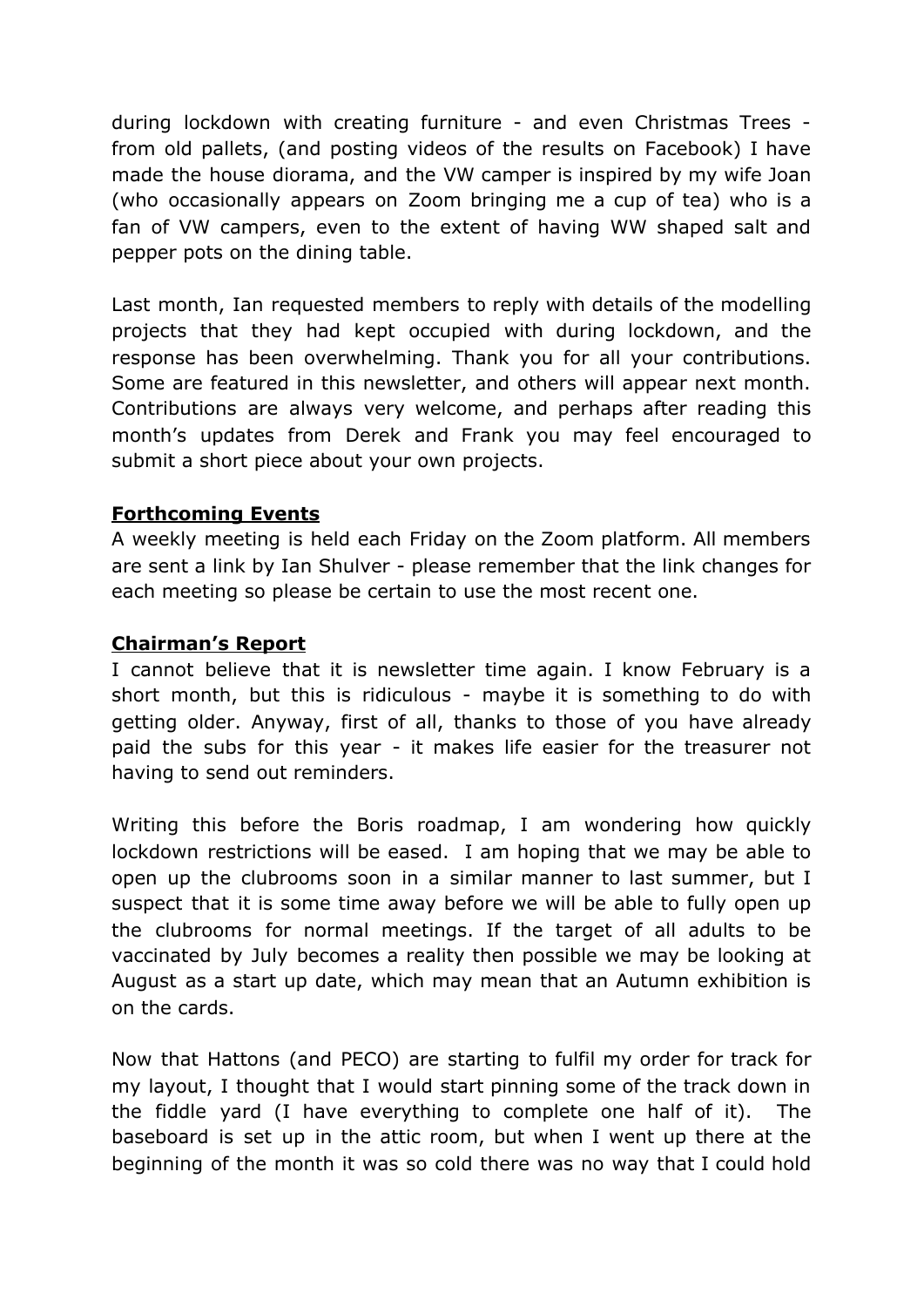during lockdown with creating furniture - and even Christmas Trees - from old pallets, (and posting videos of the results on Facebook) I have made the house diorama, and the VW camper is inspired by my wife Joan (who occasionally appears on Zoom bringing me a cup of tea) who is a fan of VW campers, even to the extent of having WW shaped salt and pepper pots on the dining table.

Last month, Ian requested members to reply with details of the modelling projects that they had kept occupied with during lockdown, and the response has been overwhelming. Thank you for all your contributions. Some are featured in this newsletter, and others will appear next month. Contributions are always very welcome, and perhaps after reading this month's updates from Derek and Frank you may feel encouraged to submit a short piece about your own projects.

**Forthcoming Events**

A weekly meeting is held each Friday on the Zoom platform. All members are sent a link by Ian Shulver - please remember that the link changes for each meeting so please be certain to use the most recent one.

**Chairman's Report**

I cannot believe that it is newsletter time again. I know February is a short month, but this is ridiculous - maybe it is something to do with getting older. Anyway, first of all, thanks to those of you have already paid the subs for this year - it makes life easier for the treasurer not having to send out reminders.

Writing this before the Boris roadmap, I am wondering how quickly lockdown restrictions will be eased. I am hoping that we may be able to open up the clubrooms soon in a similar manner to last summer, but I suspect that it is some time away before we will be able to fully open up the clubrooms for normal meetings. If the target of all adults to be vaccinated by July becomes a reality then possible we may be looking at August as a start up date, which may mean that an Autumn exhibition is on the cards.

Now that Hattons (and PECO) are starting to fulfil my order for track for my layout, I thought that I would start pinning some of the track down in the fiddle yard (I have everything to complete one half of it). The baseboard is set up in the attic room, but when I went up there at the beginning of the month it was so cold there was no way that I could hold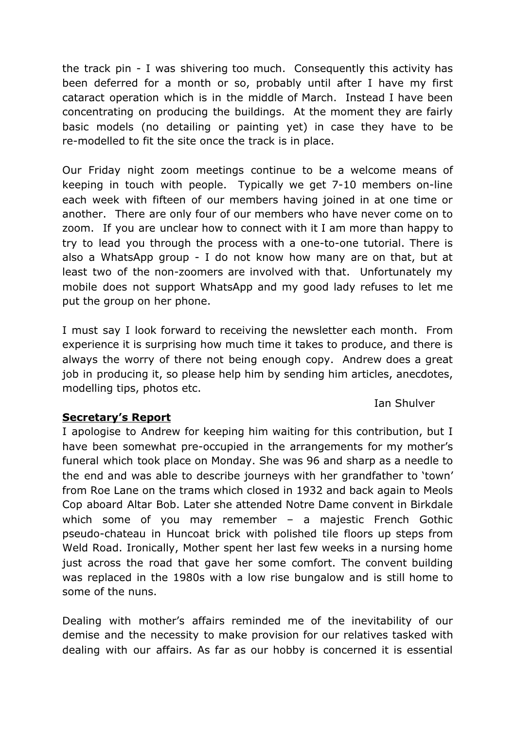the track pin - I was shivering too much. Consequently this activity has been deferred for a month or so, probably until after I have my first cataract operation which is in the middle of March. Instead I have been concentrating on producing the buildings. At the moment they are fairly basic models (no detailing or painting yet) in case they have to be re-modelled to fit the site once the track is in place.

Our Friday night zoom meetings continue to be a welcome means of keeping in touch with people. Typically we get 7-10 members on-line each week with fifteen of our members having joined in at one time or another. There are only four of our members who have never come on to zoom. If you are unclear how to connect with it I am more than happy to try to lead you through the process with a one-to-one tutorial. There is also a WhatsApp group - I do not know how many are on that, but at least two of the non-zoomers are involved with that. Unfortunately my mobile does not support WhatsApp and my good lady refuses to let me put the group on her phone.

I must say I look forward to receiving the newsletter each month. From experience it is surprising how much time it takes to produce, and there is always the worry of there not being enough copy. Andrew does a great job in producing it, so please help him by sending him articles, anecdotes, modelling tips, photos etc.

Ian Shulver

## Secretary's Report

I apologise to Andrew for keeping him waiting for this contribution, but I have been somewhat pre-occupied in the arrangements for my mother's funeral which took place on Monday. She was 96 and sharp as a needle to the end and was able to describe journeys with her grandfather to 'town' from Roe Lane on the trams which closed in 1932 and back again to Meols Cop aboard Altar Bob. Later she attended Notre Dame convent in Birkdale which some of you may remember – a majestic French Gothic pseudo-chateau in Huncoat brick with polished tile floors up steps from Weld Road. Ironically, Mother spent her last few weeks in a nursing home just across the road that gave her some comfort. The convent building was replaced in the 1980s with a low rise bungalow and is still home to some of the nuns.

Dealing with mother's affairs reminded me of the inevitability of our demise and the necessity to make provision for our relatives tasked with dealing with our affairs. As far as our hobby is concerned it is essential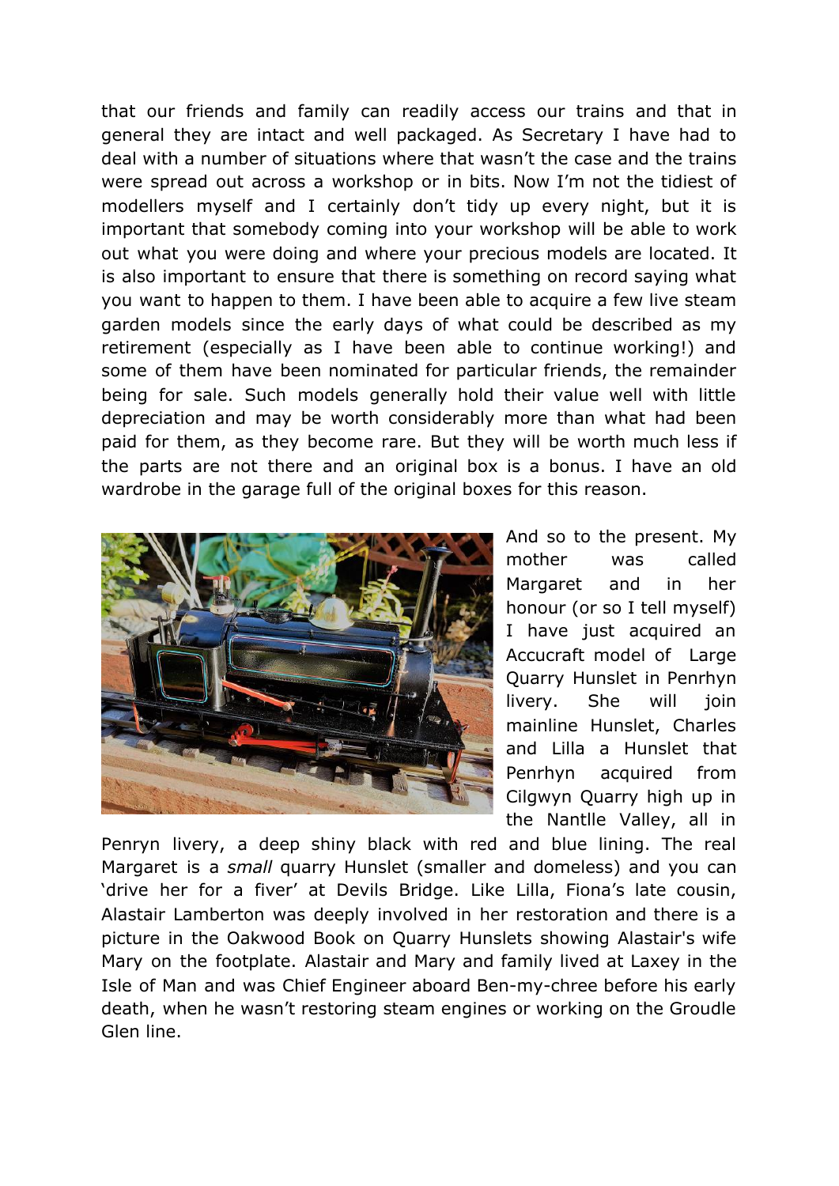that our friends and family can readily access our trains and that in general they are intact and well packaged. As Secretary I have had to deal with a number of situations where that wasn't the case and the trains were spread out across a workshop or in bits. Now I'm not the tidiest of modellers myself and I certainly don't tidy up every night, but it is important that somebody coming into your workshop will be able to work out what you were doing and where your precious models are located. It is also important to ensure that there is something on record saying what you want to happen to them. I have been able to acquire a few live steam garden models since the early days of what could be described as my retirement (especially as I have been able to continue working!) and some of them have been nominated for particular friends, the remainder being for sale. Such models generally hold their value well with little depreciation and may be worth considerably more than what had been paid for them, as they become rare. But they will be worth much less if the parts are not there and an original box is a bonus. I have an old wardrobe in the garage full of the original boxes for this reason.

And so to the present. My mother was called Margaret and in her honour (or so I tell myself) I have just acquired an Accucraft model of Large Quarry Hunslet in Penrhyn livery. She will join mainline Hunslet, Charles and Lilla a Hunslet that Penrhyn acquired from Cilgwyn Quarry high up in the Nantlle Valley, all in Penryn livery, a deep shiny black with red and blue lining. The real Margaret is a *small* quarry Hunslet (smaller and domeless) and you can 'drive her for a fiver' at Devils Bridge. Like Lilla, Fiona's late cousin, Alastair Lamberton was deeply involved in her restoration and there is a picture in the Oakwood Book on Quarry Hunslets showing Alastair's wife Mary on the footplate. Alastair and Mary and family lived at Laxey in the Isle of Man and was Chief Engineer aboard Ben-my-chree before his early death, when he wasn't restoring steam engines or working on the Groudle Glen line.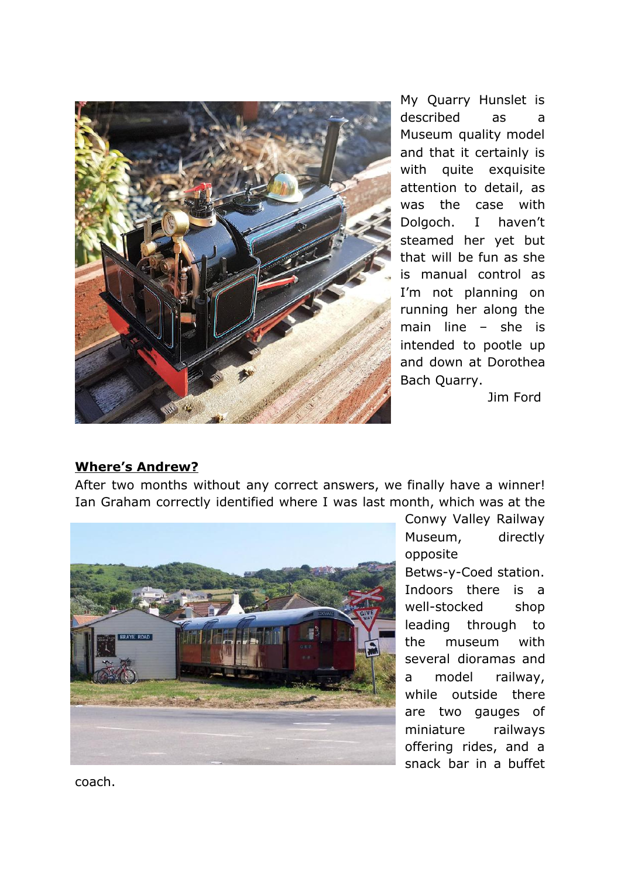My Quarry Hunslet is described as a Museum quality model and that it certainly is with quite exquisite attention to detail, as was the case with Dolgoch. I haven't steamed her yet but that will be fun as she is manual control as I'm not planning on running her along the main line – she is intended to pootle up and down at Dorothea Bach Quarry.

Jim Ford

## **Where's Andrew?**

After two months without any correct answers, we finally have a winner! Ian Graham correctly identified where I was last month, which was at the Conwy Valley Railway Museum, directly opposite Betws-y-Coed station. Indoors there is a well-stocked shop leading through to the museum with several dioramas and a model railway, while outside there are two gauges of miniature railways offering rides, and a snack bar in a buffet coach.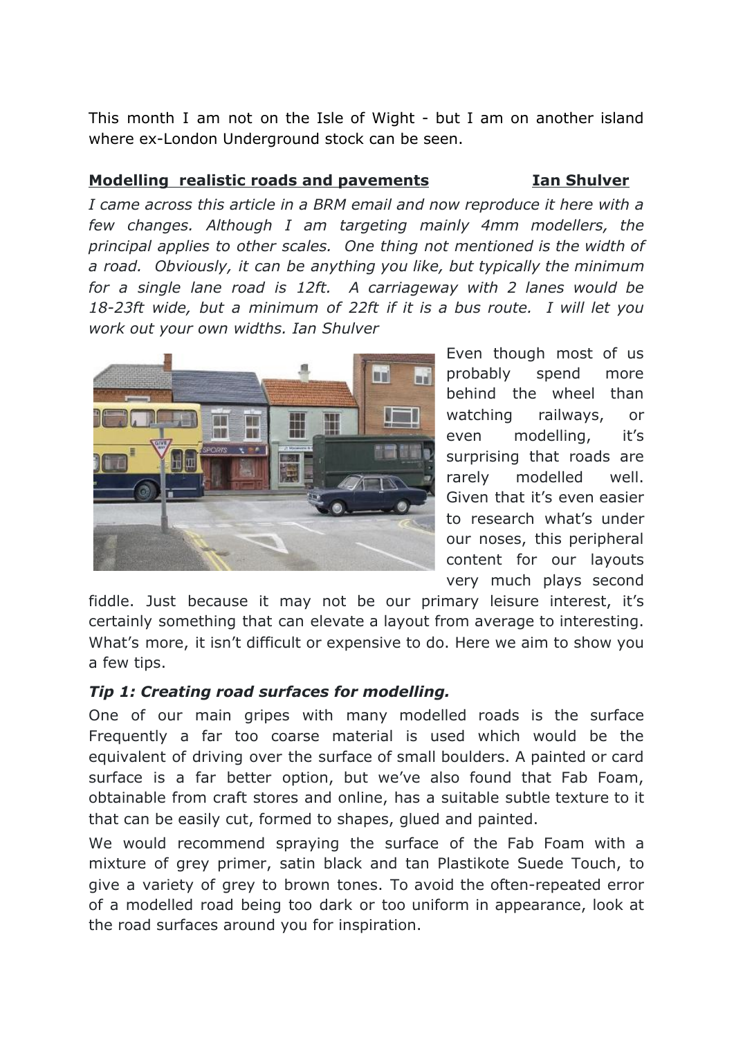This month I am not on the Isle of Wight - but I am on another island where ex-London Underground stock can be seen.

## Modelling realistic roads and pavements — Ian Shulver

*I came across this article in a BRM email and now reproduce it here with a few changes. Although I am targeting mainly 4mm modellers, the principal applies to other scales. One thing not mentioned is the width of a road. Obviously, it can be anything you like, but typically the minimum for a single lane road is 12ft. A carriageway with 2 lanes would be 18-23ft wide, but a minimum of 22ft if it is a bus route. I will let you work out your own widths. Ian Shulver*

Even though most of us probably spend more behind the wheel than watching railways, or even modelling, it's surprising that roads are rarely modelled well. Given that it's even easier to research what's under our noses, this peripheral content for our layouts very much plays second fiddle. Just because it may not be our primary leisure interest, it's certainly something that can elevate a layout from average to interesting. What's more, it isn't difficult or expensive to do. Here we aim to show you a few tips.

### *Tip 1: Creating road surfaces for modelling.*

One of our main gripes with many modelled roads is the surface Frequently a far too coarse material is used which would be the equivalent of driving over the surface of small boulders. A painted or card surface is a far better option, but we've also found that Fab Foam, obtainable from craft stores and online, has a suitable subtle texture to it that can be easily cut, formed to shapes, glued and painted.

We would recommend spraying the surface of the Fab Foam with a mixture of grey primer, satin black and tan Plastikote Suede Touch, to give a variety of grey to brown tones. To avoid the often-repeated error of a modelled road being too dark or too uniform in appearance, look at the road surfaces around you for inspiration.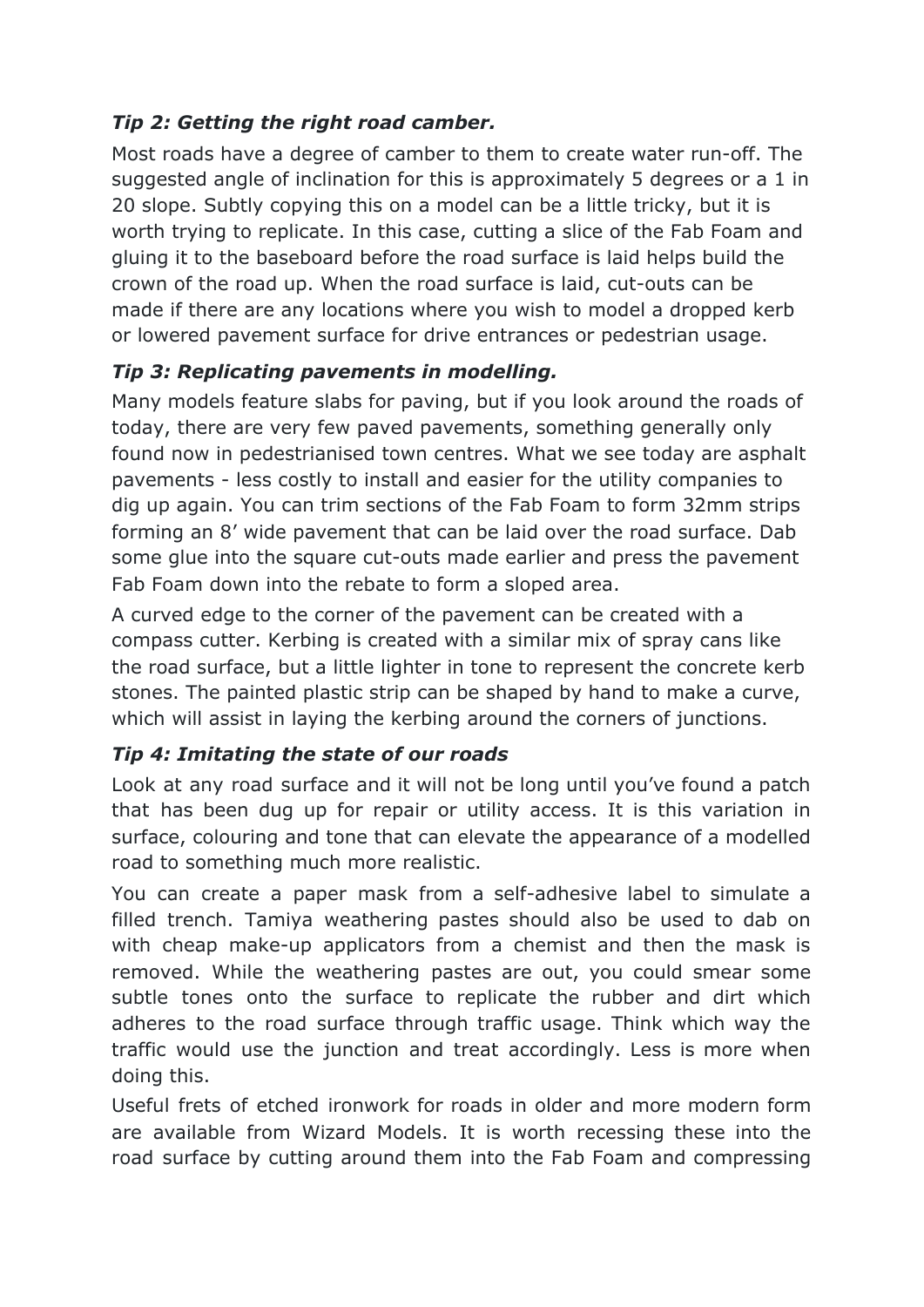### *Tip 2: Getting the right road camber.*

Most roads have a degree of camber to them to create water run-off. The suggested angle of inclination for this is approximately 5 degrees or a 1 in 20 slope. Subtly copying this on a model can be a little tricky, but it is worth trying to replicate. In this case, cutting a slice of the Fab Foam and gluing it to the baseboard before the road surface is laid helps build the crown of the road up. When the road surface is laid, cut-outs can be made if there are any locations where you wish to model a dropped kerb or lowered pavement surface for drive entrances or pedestrian usage.

### *Tip 3: Replicating pavements in modelling.*

Many models feature slabs for paving, but if you look around the roads of today, there are very few paved pavements, something generally only found now in pedestrianised town centres. What we see today are asphalt pavements - less costly to install and easier for the utility companies to dig up again. You can trim sections of the Fab Foam to form 32mm strips forming an 8' wide pavement that can be laid over the road surface. Dab some glue into the square cut-outs made earlier and press the pavement Fab Foam down into the rebate to form a sloped area.

A curved edge to the corner of the pavement can be created with a compass cutter. Kerbing is created with a similar mix of spray cans like the road surface, but a little lighter in tone to represent the concrete kerb stones. The painted plastic strip can be shaped by hand to make a curve, which will assist in laying the kerbing around the corners of junctions.

### *Tip 4: Imitating the state of our roads*

Look at any road surface and it will not be long until you've found a patch that has been dug up for repair or utility access. It is this variation in surface, colouring and tone that can elevate the appearance of a modelled road to something much more realistic.

You can create a paper mask from a self-adhesive label to simulate a filled trench. Tamiya weathering pastes should also be used to dab on with cheap make-up applicators from a chemist and then the mask is removed. While the weathering pastes are out, you could smear some subtle tones onto the surface to replicate the rubber and dirt which adheres to the road surface through traffic usage. Think which way the traffic would use the junction and treat accordingly. Less is more when doing this.

Useful frets of etched ironwork for roads in older and more modern form are available from Wizard Models. It is worth recessing these into the road surface by cutting around them into the Fab Foam and compressing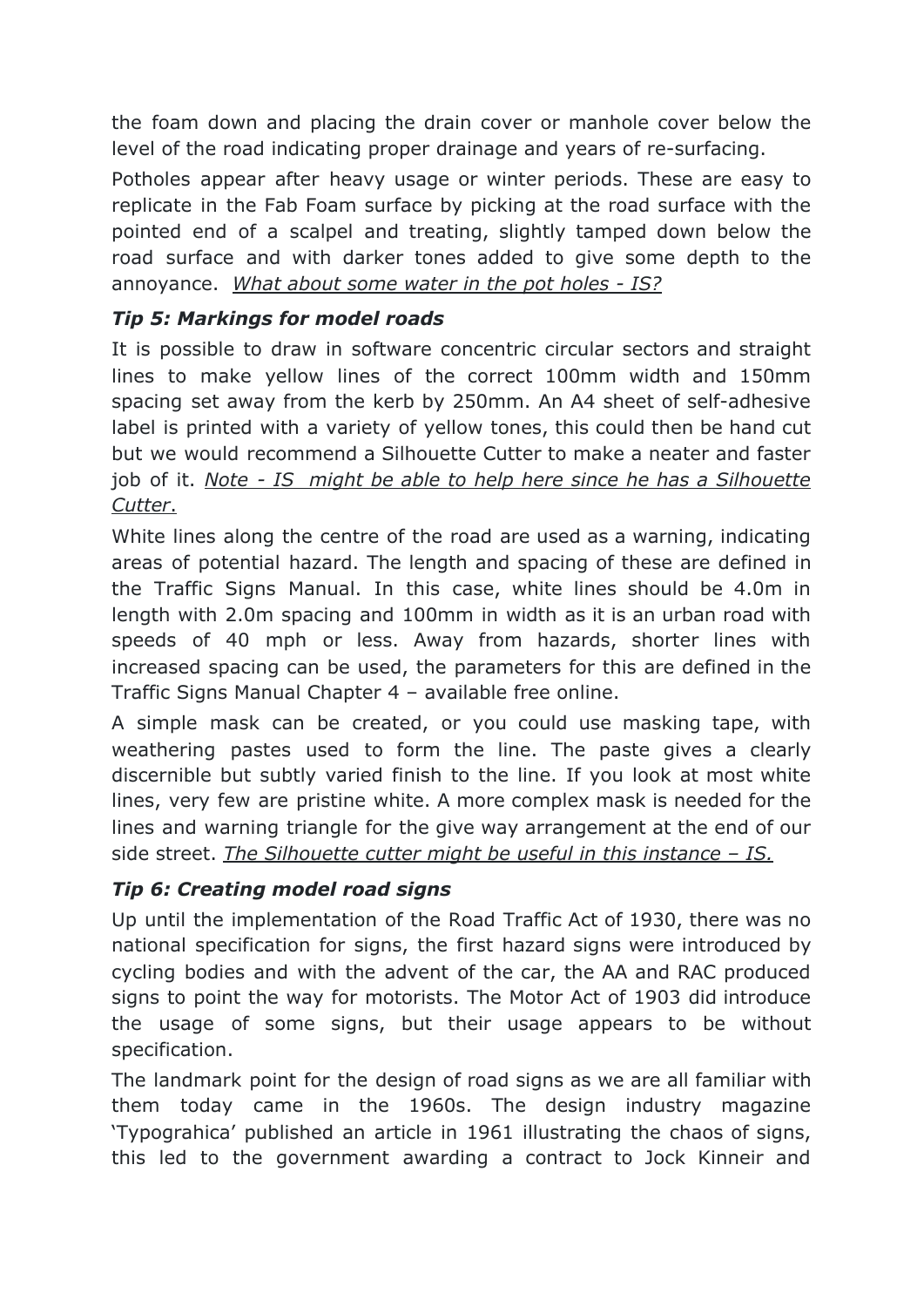the foam down and placing the drain cover or manhole cover below the level of the road indicating proper drainage and years of re-surfacing.

Potholes appear after heavy usage or winter periods. These are easy to replicate in the Fab Foam surface by picking at the road surface with the pointed end of a scalpel and treating, slightly tamped down below the road surface and with darker tones added to give some depth to the annoyance. *<u>What about some water in the pot holes - IS?</u>*

### *Tip 5: Markings for model roads*

It is possible to draw in software concentric circular sectors and straight lines to make yellow lines of the correct 100mm width and 150mm spacing set away from the kerb by 250mm. An A4 sheet of self-adhesive label is printed with a variety of yellow tones, this could then be hand cut but we would recommend a Silhouette Cutter to make a neater and faster job of it. *<u>Note - IS might be able to help here since he has a Silhouette Cutter.</u>*

White lines along the centre of the road are used as a warning, indicating areas of potential hazard. The length and spacing of these are defined in the Traffic Signs Manual. In this case, white lines should be 4.0m in length with 2.0m spacing and 100mm in width as it is an urban road with speeds of 40 mph or less. Away from hazards, shorter lines with increased spacing can be used, the parameters for this are defined in the Traffic Signs Manual Chapter 4 – available free online.

A simple mask can be created, or you could use masking tape, with weathering pastes used to form the line. The paste gives a clearly discernible but subtly varied finish to the line. If you look at most white lines, very few are pristine white. A more complex mask is needed for the lines and warning triangle for the give way arrangement at the end of our side street. *<u>The Silhouette cutter might be useful in this instance – IS.</u>*

### *Tip 6: Creating model road signs*

Up until the implementation of the Road Traffic Act of 1930, there was no national specification for signs, the first hazard signs were introduced by cycling bodies and with the advent of the car, the AA and RAC produced signs to point the way for motorists. The Motor Act of 1903 did introduce the usage of some signs, but their usage appears to be without specification.

The landmark point for the design of road signs as we are all familiar with them today came in the 1960s. The design industry magazine 'Typograhica' published an article in 1961 illustrating the chaos of signs, this led to the government awarding a contract to Jock Kinneir and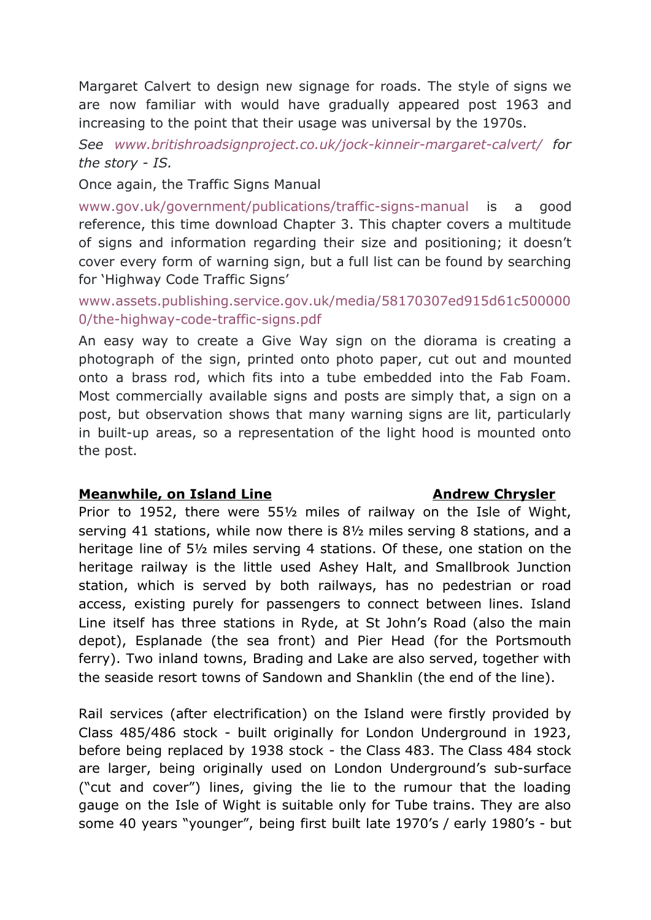Margaret Calvert to design new signage for roads. The style of signs we are now familiar with would have gradually appeared post 1963 and increasing to the point that their usage was universal by the 1970s.

*See www.britishroadsignproject.co.uk/jock-kinneir-margaret-calvert/ for the story - IS.*

Once again, the Traffic Signs Manual

www.gov.uk/government/publications/traffic-signs-manual is a good reference, this time download Chapter 3. This chapter covers a multitude of signs and information regarding their size and positioning; it doesn't cover every form of warning sign, but a full list can be found by searching for 'Highway Code Traffic Signs'

www.assets.publishing.service.gov.uk/media/58170307ed915d61c5000000/the-highway-code-traffic-signs.pdf

An easy way to create a Give Way sign on the diorama is creating a photograph of the sign, printed onto photo paper, cut out and mounted onto a brass rod, which fits into a tube embedded into the Fab Foam. Most commercially available signs and posts are simply that, a sign on a post, but observation shows that many warning signs are lit, particularly in built-up areas, so a representation of the light hood is mounted onto the post.

**Meanwhile, on Island Line** **Andrew Chrysler**

Prior to 1952, there were 55½ miles of railway on the Isle of Wight, serving 41 stations, while now there is 8½ miles serving 8 stations, and a heritage line of 5½ miles serving 4 stations. Of these, one station on the heritage railway is the little used Ashey Halt, and Smallbrook Junction station, which is served by both railways, has no pedestrian or road access, existing purely for passengers to connect between lines. Island Line itself has three stations in Ryde, at St John's Road (also the main depot), Esplanade (the sea front) and Pier Head (for the Portsmouth ferry). Two inland towns, Brading and Lake are also served, together with the seaside resort towns of Sandown and Shanklin (the end of the line).

Rail services (after electrification) on the Island were firstly provided by Class 485/486 stock - built originally for London Underground in 1923, before being replaced by 1938 stock - the Class 483. The Class 484 stock are larger, being originally used on London Underground's sub-surface ("cut and cover") lines, giving the lie to the rumour that the loading gauge on the Isle of Wight is suitable only for Tube trains. They are also some 40 years "younger", being first built late 1970's / early 1980's - but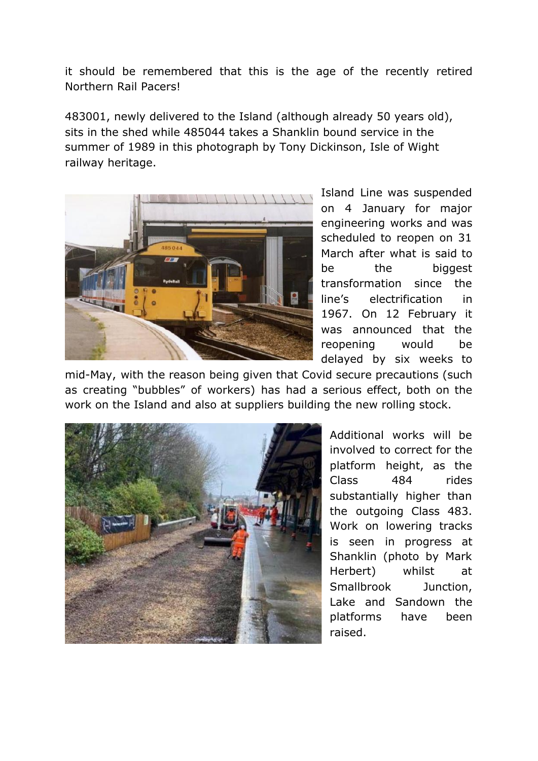it should be remembered that this is the age of the recently retired Northern Rail Pacers!

483001, newly delivered to the Island (although already 50 years old), sits in the shed while 485044 takes a Shanklin bound service in the summer of 1989 in this photograph by Tony Dickinson, Isle of Wight railway heritage.

Island Line was suspended on 4 January for major engineering works and was scheduled to reopen on 31 March after what is said to be the biggest transformation since the line's electrification in 1967. On 12 February it was announced that the reopening would be delayed by six weeks to mid-May, with the reason being given that Covid secure precautions (such as creating "bubbles" of workers) has had a serious effect, both on the work on the Island and also at suppliers building the new rolling stock.

Additional works will be involved to correct for the platform height, as the Class 484 rides substantially higher than the outgoing Class 483. Work on lowering tracks is seen in progress at Shanklin (photo by Mark Herbert) whilst at Smallbrook Junction, Lake and Sandown the platforms have been raised.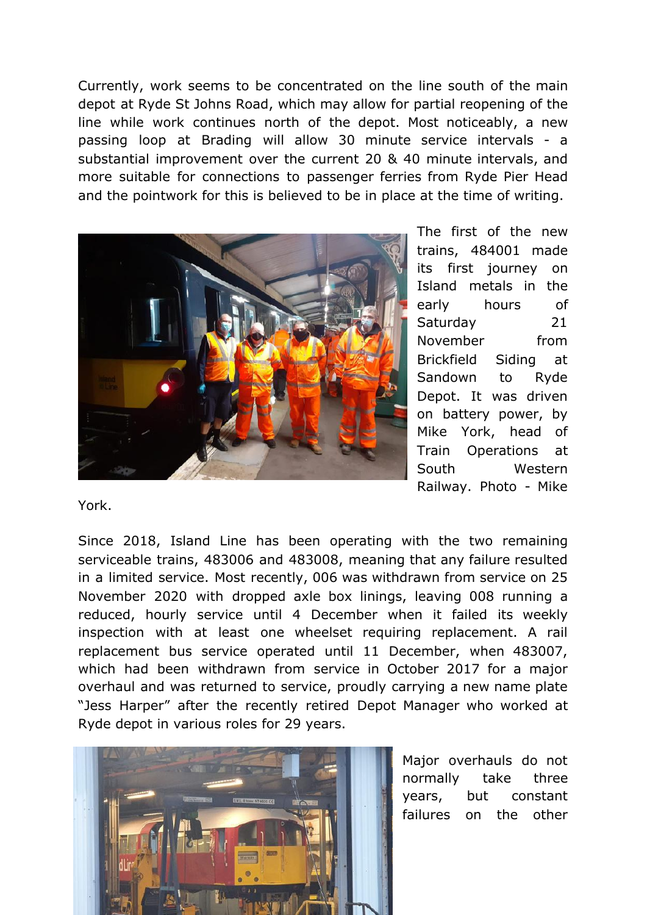Currently, work seems to be concentrated on the line south of the main depot at Ryde St Johns Road, which may allow for partial reopening of the line while work continues north of the depot. Most noticeably, a new passing loop at Brading will allow 30 minute service intervals - a substantial improvement over the current 20 & 40 minute intervals, and more suitable for connections to passenger ferries from Ryde Pier Head and the pointwork for this is believed to be in place at the time of writing.

The first of the new trains, 484001 made its first journey on Island metals in the early hours of Saturday 21 November from Brickfield Siding at Sandown to Ryde Depot. It was driven on battery power, by Mike York, head of Train Operations at South Western Railway. Photo - Mike York.

Since 2018, Island Line has been operating with the two remaining serviceable trains, 483006 and 483008, meaning that any failure resulted in a limited service. Most recently, 006 was withdrawn from service on 25 November 2020 with dropped axle box linings, leaving 008 running a reduced, hourly service until 4 December when it failed its weekly inspection with at least one wheelset requiring replacement. A rail replacement bus service operated until 11 December, when 483007, which had been withdrawn from service in October 2017 for a major overhaul and was returned to service, proudly carrying a new name plate "Jess Harper" after the recently retired Depot Manager who worked at Ryde depot in various roles for 29 years.

Major overhauls do not normally take three years, but constant failures on the other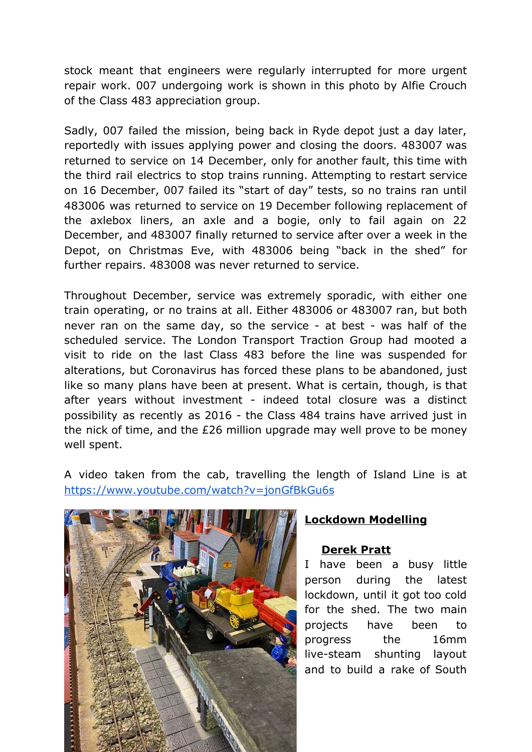stock meant that engineers were regularly interrupted for more urgent repair work. 007 undergoing work is shown in this photo by Alfie Crouch of the Class 483 appreciation group.

Sadly, 007 failed the mission, being back in Ryde depot just a day later, reportedly with issues applying power and closing the doors. 483007 was returned to service on 14 December, only for another fault, this time with the third rail electrics to stop trains running. Attempting to restart service on 16 December, 007 failed its "start of day" tests, so no trains ran until 483006 was returned to service on 19 December following replacement of the axlebox liners, an axle and a bogie, only to fail again on 22 December, and 483007 finally returned to service after over a week in the Depot, on Christmas Eve, with 483006 being "back in the shed" for further repairs. 483008 was never returned to service.

Throughout December, service was extremely sporadic, with either one train operating, or no trains at all. Either 483006 or 483007 ran, but both never ran on the same day, so the service - at best - was half of the scheduled service. The London Transport Traction Group had mooted a visit to ride on the last Class 483 before the line was suspended for alterations, but Coronavirus has forced these plans to be abandoned, just like so many plans have been at present. What is certain, though, is that after years without investment - indeed total closure was a distinct possibility as recently as 2016 - the Class 484 trains have arrived just in the nick of time, and the £26 million upgrade may well prove to be money well spent.

A video taken from the cab, travelling the length of Island Line is at https://www.youtube.com/watch?v=jonGfBkGu6s

## Lockdown Modelling

### Derek Pratt

I have been a busy little person during the latest lockdown, until it got too cold for the shed. The two main projects have been to progress the 16mm live-steam shunting layout and to build a rake of South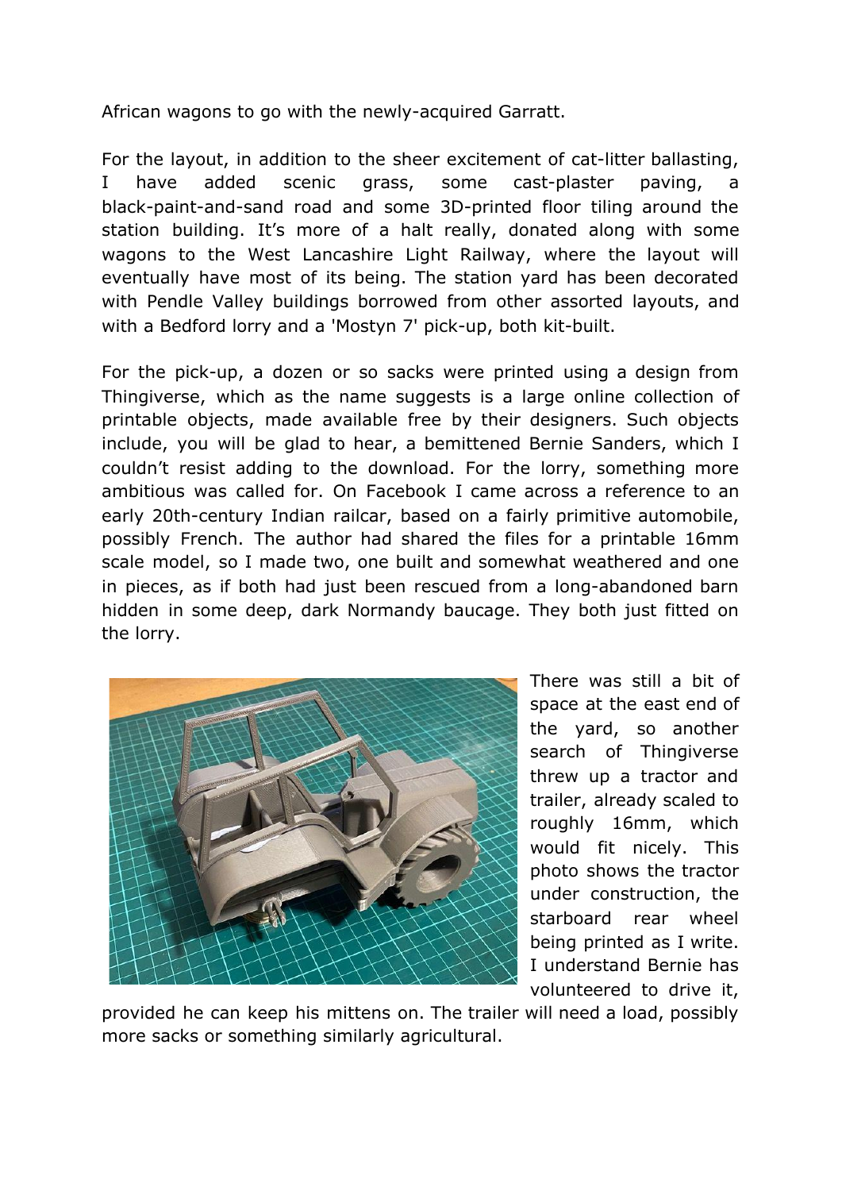African wagons to go with the newly-acquired Garratt.

For the layout, in addition to the sheer excitement of cat-litter ballasting, I have added scenic grass, some cast-plaster paving, a black-paint-and-sand road and some 3D-printed floor tiling around the station building. It's more of a halt really, donated along with some wagons to the West Lancashire Light Railway, where the layout will eventually have most of its being. The station yard has been decorated with Pendle Valley buildings borrowed from other assorted layouts, and with a Bedford lorry and a 'Mostyn 7' pick-up, both kit-built.

For the pick-up, a dozen or so sacks were printed using a design from Thingiverse, which as the name suggests is a large online collection of printable objects, made available free by their designers. Such objects include, you will be glad to hear, a bemittened Bernie Sanders, which I couldn't resist adding to the download. For the lorry, something more ambitious was called for. On Facebook I came across a reference to an early 20th-century Indian railcar, based on a fairly primitive automobile, possibly French. The author had shared the files for a printable 16mm scale model, so I made two, one built and somewhat weathered and one in pieces, as if both had just been rescued from a long-abandoned barn hidden in some deep, dark Normandy baucage. They both just fitted on the lorry.

There was still a bit of space at the east end of the yard, so another search of Thingiverse threw up a tractor and trailer, already scaled to roughly 16mm, which would fit nicely. This photo shows the tractor under construction, the starboard rear wheel being printed as I write. I understand Bernie has volunteered to drive it, provided he can keep his mittens on. The trailer will need a load, possibly more sacks or something similarly agricultural.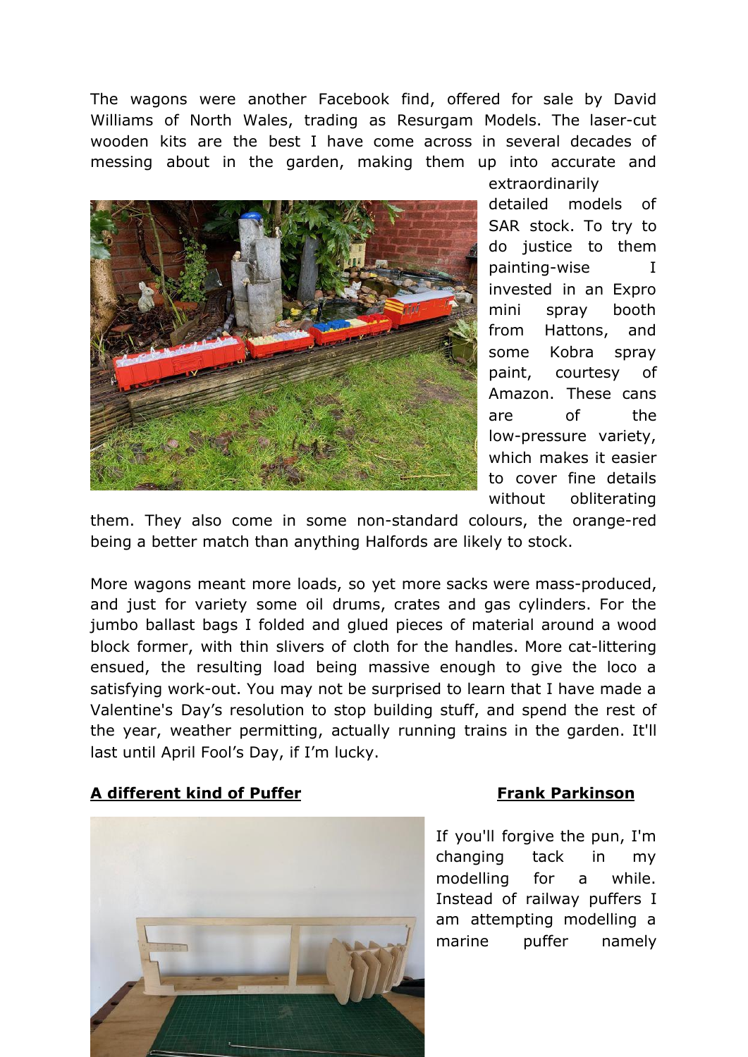The wagons were another Facebook find, offered for sale by David Williams of North Wales, trading as Resurgam Models. The laser-cut wooden kits are the best I have come across in several decades of messing about in the garden, making them up into accurate and extraordinarily detailed models of SAR stock. To try to do justice to them painting-wise I invested in an Expro mini spray booth from Hattons, and some Kobra spray paint, courtesy of Amazon. These cans are of the low-pressure variety, which makes it easier to cover fine details without obliterating them. They also come in some non-standard colours, the orange-red being a better match than anything Halfords are likely to stock.

More wagons meant more loads, so yet more sacks were mass-produced, and just for variety some oil drums, crates and gas cylinders. For the jumbo ballast bags I folded and glued pieces of material around a wood block former, with thin slivers of cloth for the handles. More cat-littering ensued, the resulting load being massive enough to give the loco a satisfying work-out. You may not be surprised to learn that I have made a Valentine's Day's resolution to stop building stuff, and spend the rest of the year, weather permitting, actually running trains in the garden. It'll last until April Fool's Day, if I'm lucky.

## A different kind of Puffer — Frank Parkinson

If you'll forgive the pun, I'm changing tack in my modelling for a while. Instead of railway puffers I am attempting modelling a marine puffer namely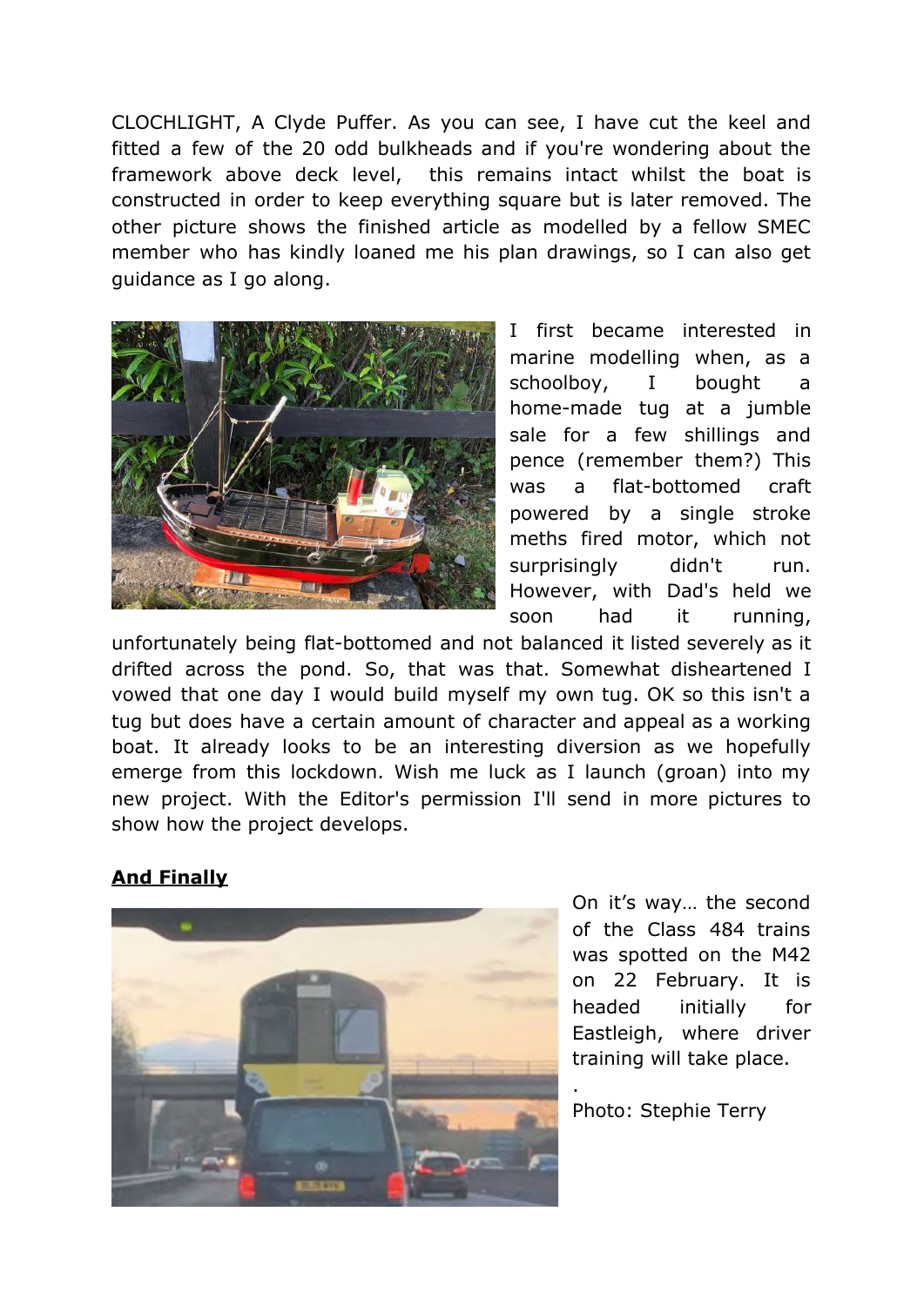CLOCHLIGHT, A Clyde Puffer. As you can see, I have cut the keel and fitted a few of the 20 odd bulkheads and if you're wondering about the framework above deck level, this remains intact whilst the boat is constructed in order to keep everything square but is later removed. The other picture shows the finished article as modelled by a fellow SMEC member who has kindly loaned me his plan drawings, so I can also get guidance as I go along.

I first became interested in marine modelling when, as a schoolboy, I bought a home-made tug at a jumble sale for a few shillings and pence (remember them?) This was a flat-bottomed craft powered by a single stroke meths fired motor, which not surprisingly didn't run. However, with Dad's held we soon had it running, unfortunately being flat-bottomed and not balanced it listed severely as it drifted across the pond. So, that was that. Somewhat disheartened I vowed that one day I would build myself my own tug. OK so this isn't a tug but does have a certain amount of character and appeal as a working boat. It already looks to be an interesting diversion as we hopefully emerge from this lockdown. Wish me luck as I launch (groan) into my new project. With the Editor's permission I'll send in more pictures to show how the project develops.

**And Finally**

On it's way… the second of the Class 484 trains was spotted on the M42 on 22 February. It is headed initially for Eastleigh, where driver training will take place.

.

Photo: Stephie Terry